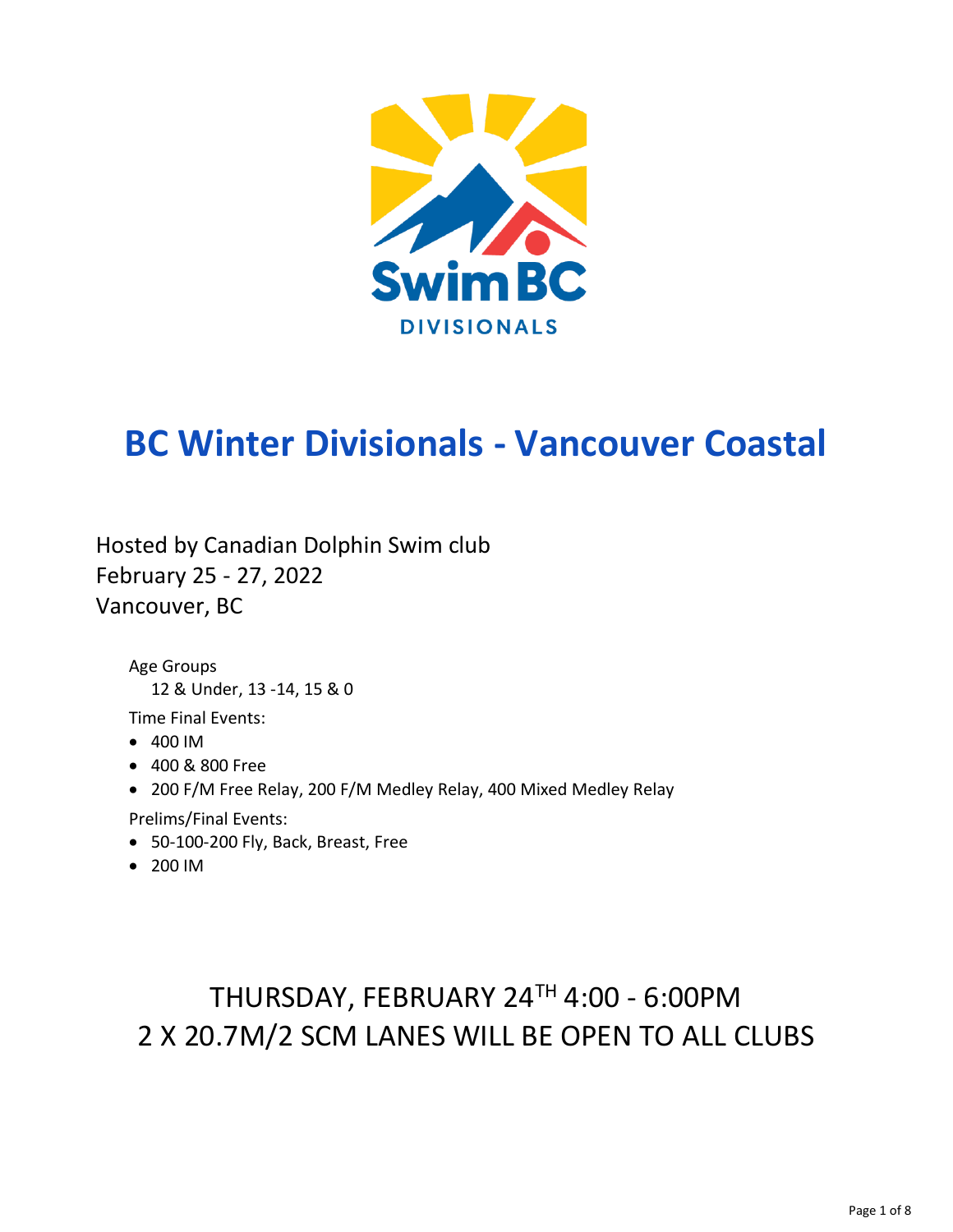# BC Winter Divisionals - Vancouver Coastal

Hosted by Canadian Dolphin Swim club
February 25 - 27, 2022
Vancouver, BC

Age Groups
12 & Under, 13 -14, 15 & 0

Time Final Events:

- 400 IM
- 400 & 800 Free
- 200 F/M Free Relay, 200 F/M Medley Relay, 400 Mixed Medley Relay

Prelims/Final Events:

- 50-100-200 Fly, Back, Breast, Free
- 200 IM

## THURSDAY, FEBRUARY 24TH 4:00 - 6:00PM
## 2 X 20.7M/2 SCM LANES WILL BE OPEN TO ALL CLUBS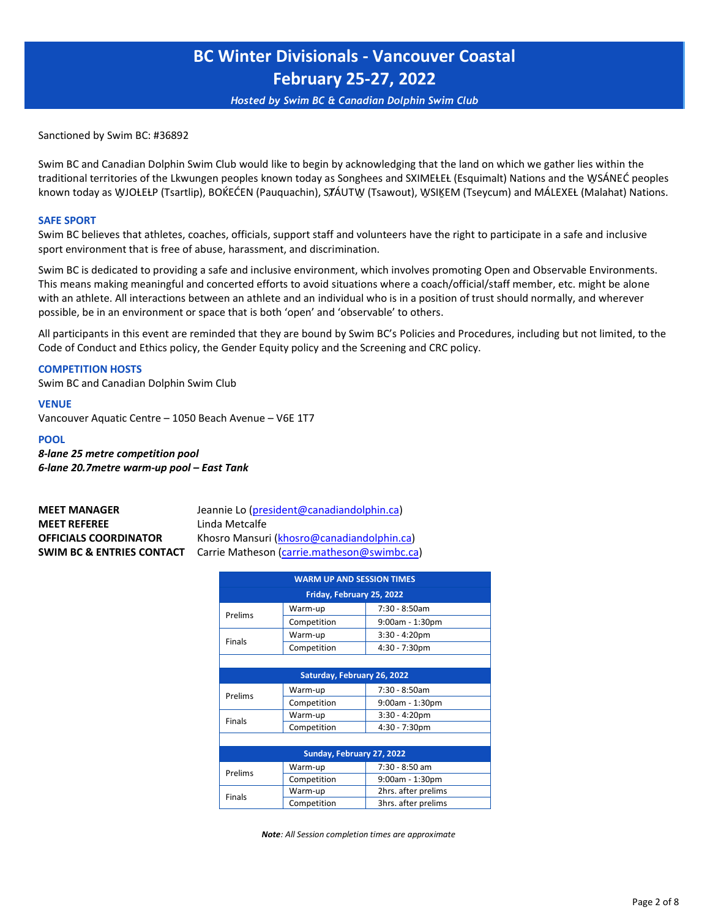# BC Winter Divisionals - Vancouver Coastal
# February 25-27, 2022

*Hosted by Swim BC & Canadian Dolphin Swim Club*

Sanctioned by Swim BC: #36892

Swim BC and Canadian Dolphin Swim Club would like to begin by acknowledging that the land on which we gather lies within the traditional territories of the Lkwungen peoples known today as Songhees and SXIMEȽEȽ (Esquimalt) Nations and the W̱SÁNEĆ peoples known today as W̱JOȽEȽP (Tsartlip), BOḰEĆEN (Pauquachin), SȾÁUTW̱ (Tsawout), W̱SIḴEM (Tseycum) and MÁLEXEȽ (Malahat) Nations.

### SAFE SPORT

Swim BC believes that athletes, coaches, officials, support staff and volunteers have the right to participate in a safe and inclusive sport environment that is free of abuse, harassment, and discrimination.

Swim BC is dedicated to providing a safe and inclusive environment, which involves promoting Open and Observable Environments. This means making meaningful and concerted efforts to avoid situations where a coach/official/staff member, etc. might be alone with an athlete. All interactions between an athlete and an individual who is in a position of trust should normally, and wherever possible, be in an environment or space that is both 'open' and 'observable' to others.

All participants in this event are reminded that they are bound by Swim BC's Policies and Procedures, including but not limited, to the Code of Conduct and Ethics policy, the Gender Equity policy and the Screening and CRC policy.

### COMPETITION HOSTS

Swim BC and Canadian Dolphin Swim Club

### VENUE

Vancouver Aquatic Centre – 1050 Beach Avenue – V6E 1T7

### POOL

***8-lane 25 metre competition pool***
***6-lane 20.7metre warm-up pool – East Tank***

**MEET MANAGER** Jeannie Lo (president@canadiandolphin.ca)
**MEET REFEREE** Linda Metcalfe
**OFFICIALS COORDINATOR** Khosro Mansuri (khosro@canadiandolphin.ca)
**SWIM BC & ENTRIES CONTACT** Carrie Matheson (carrie.matheson@swimbc.ca)

| WARM UP AND SESSION TIMES | | |
|---|---|---|
| **Friday, February 25, 2022** | | |
| Prelims | Warm-up | 7:30 - 8:50am |
| | Competition | 9:00am - 1:30pm |
| Finals | Warm-up | 3:30 - 4:20pm |
| | Competition | 4:30 - 7:30pm |
| **Saturday, February 26, 2022** | | |
| Prelims | Warm-up | 7:30 - 8:50am |
| | Competition | 9:00am - 1:30pm |
| Finals | Warm-up | 3:30 - 4:20pm |
| | Competition | 4:30 - 7:30pm |
| **Sunday, February 27, 2022** | | |
| Prelims | Warm-up | 7:30 - 8:50 am |
| | Competition | 9:00am - 1:30pm |
| Finals | Warm-up | 2hrs. after prelims |
| | Competition | 3hrs. after prelims |

***Note**: All Session completion times are approximate*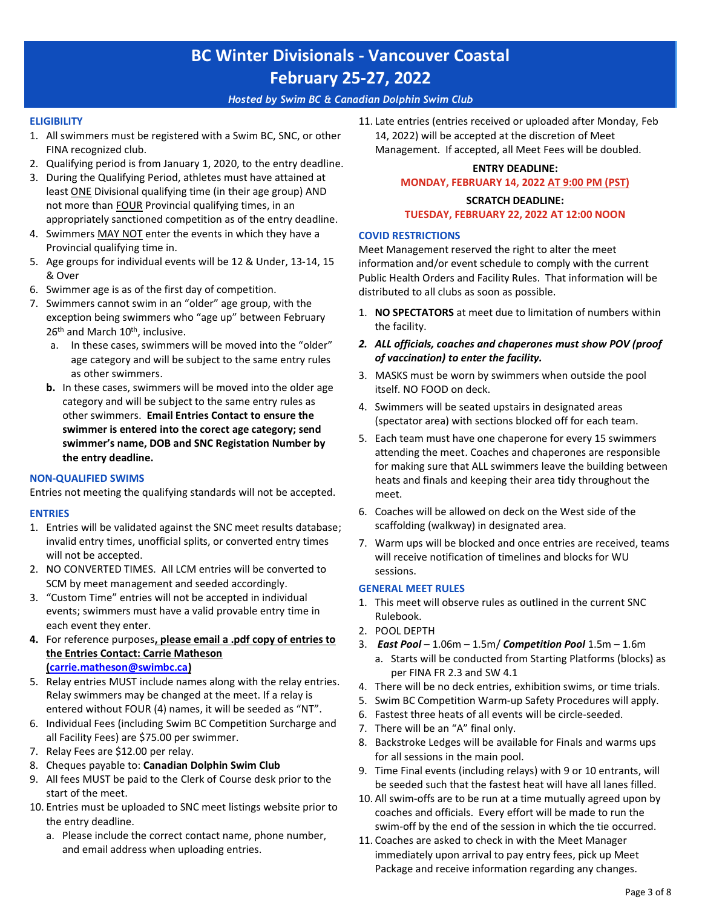# BC Winter Divisionals - Vancouver Coastal

# February 25-27, 2022

*Hosted by Swim BC & Canadian Dolphin Swim Club*

### ELIGIBILITY

1. All swimmers must be registered with a Swim BC, SNC, or other FINA recognized club.
2. Qualifying period is from January 1, 2020, to the entry deadline.
3. During the Qualifying Period, athletes must have attained at least ONE Divisional qualifying time (in their age group) AND not more than FOUR Provincial qualifying times, in an appropriately sanctioned competition as of the entry deadline.
4. Swimmers MAY NOT enter the events in which they have a Provincial qualifying time in.
5. Age groups for individual events will be 12 & Under, 13-14, 15 & Over
6. Swimmer age is as of the first day of competition.
7. Swimmers cannot swim in an "older" age group, with the exception being swimmers who "age up" between February 26th and March 10th, inclusive.
   a. In these cases, swimmers will be moved into the "older" age category and will be subject to the same entry rules as other swimmers.
   **b.** In these cases, swimmers will be moved into the older age category and will be subject to the same entry rules as other swimmers. **Email Entries Contact to ensure the swimmer is entered into the corect age category; send swimmer's name, DOB and SNC Registation Number by the entry deadline.**

### NON-QUALIFIED SWIMS

Entries not meeting the qualifying standards will not be accepted.

### ENTRIES

1. Entries will be validated against the SNC meet results database; invalid entry times, unofficial splits, or converted entry times will not be accepted.
2. NO CONVERTED TIMES. All LCM entries will be converted to SCM by meet management and seeded accordingly.
3. "Custom Time" entries will not be accepted in individual events; swimmers must have a valid provable entry time in each event they enter.
4. **For reference purposes, please email a .pdf copy of entries to the Entries Contact: Carrie Matheson (carrie.matheson@swimbc.ca)**
5. Relay entries MUST include names along with the relay entries. Relay swimmers may be changed at the meet. If a relay is entered without FOUR (4) names, it will be seeded as "NT".
6. Individual Fees (including Swim BC Competition Surcharge and all Facility Fees) are $75.00 per swimmer.
7. Relay Fees are $12.00 per relay.
8. Cheques payable to: **Canadian Dolphin Swim Club**
9. All fees MUST be paid to the Clerk of Course desk prior to the start of the meet.
10. Entries must be uploaded to SNC meet listings website prior to the entry deadline.
    a. Please include the correct contact name, phone number, and email address when uploading entries.
11. Late entries (entries received or uploaded after Monday, Feb 14, 2022) will be accepted at the discretion of Meet Management. If accepted, all Meet Fees will be doubled.

**ENTRY DEADLINE:**
**MONDAY, FEBRUARY 14, 2022 AT 9:00 PM (PST)**

**SCRATCH DEADLINE:**
**TUESDAY, FEBRUARY 22, 2022 AT 12:00 NOON**

### COVID RESTRICTIONS

Meet Management reserved the right to alter the meet information and/or event schedule to comply with the current Public Health Orders and Facility Rules. That information will be distributed to all clubs as soon as possible.

1. **NO SPECTATORS** at meet due to limitation of numbers within the facility.
2. ***ALL officials, coaches and chaperones must show POV (proof of vaccination) to enter the facility.***
3. MASKS must be worn by swimmers when outside the pool itself. NO FOOD on deck.
4. Swimmers will be seated upstairs in designated areas (spectator area) with sections blocked off for each team.
5. Each team must have one chaperone for every 15 swimmers attending the meet. Coaches and chaperones are responsible for making sure that ALL swimmers leave the building between heats and finals and keeping their area tidy throughout the meet.
6. Coaches will be allowed on deck on the West side of the scaffolding (walkway) in designated area.
7. Warm ups will be blocked and once entries are received, teams will receive notification of timelines and blocks for WU sessions.

### GENERAL MEET RULES

1. This meet will observe rules as outlined in the current SNC Rulebook.
2. POOL DEPTH
3. ***East Pool*** – 1.06m – 1.5m/ ***Competition Pool*** 1.5m – 1.6m
   a. Starts will be conducted from Starting Platforms (blocks) as per FINA FR 2.3 and SW 4.1
4. There will be no deck entries, exhibition swims, or time trials.
5. Swim BC Competition Warm-up Safety Procedures will apply.
6. Fastest three heats of all events will be circle-seeded.
7. There will be an "A" final only.
8. Backstroke Ledges will be available for Finals and warms ups for all sessions in the main pool.
9. Time Final events (including relays) with 9 or 10 entrants, will be seeded such that the fastest heat will have all lanes filled.
10. All swim-offs are to be run at a time mutually agreed upon by coaches and officials. Every effort will be made to run the swim-off by the end of the session in which the tie occurred.
11. Coaches are asked to check in with the Meet Manager immediately upon arrival to pay entry fees, pick up Meet Package and receive information regarding any changes.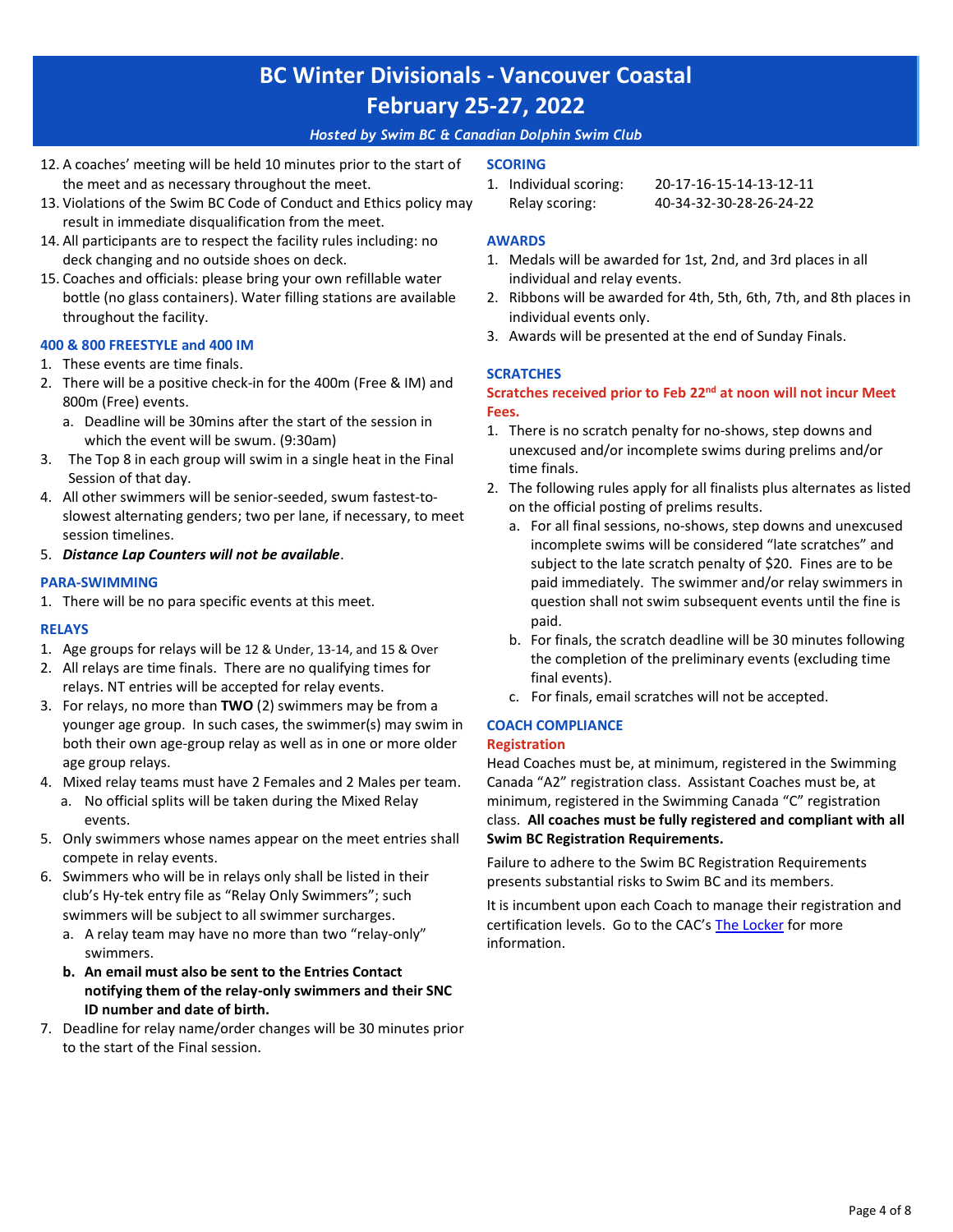12. A coaches' meeting will be held 10 minutes prior to the start of the meet and as necessary throughout the meet.
13. Violations of the Swim BC Code of Conduct and Ethics policy may result in immediate disqualification from the meet.
14. All participants are to respect the facility rules including: no deck changing and no outside shoes on deck.
15. Coaches and officials: please bring your own refillable water bottle (no glass containers). Water filling stations are available throughout the facility.

### 400 & 800 FREESTYLE and 400 IM

1. These events are time finals.
2. There will be a positive check-in for the 400m (Free & IM) and 800m (Free) events.
   a. Deadline will be 30mins after the start of the session in which the event will be swum. (9:30am)
3. The Top 8 in each group will swim in a single heat in the Final Session of that day.
4. All other swimmers will be senior-seeded, swum fastest-to-slowest alternating genders; two per lane, if necessary, to meet session timelines.
5. ***Distance Lap Counters will not be available***.

### PARA-SWIMMING

1. There will be no para specific events at this meet.

### RELAYS

1. Age groups for relays will be 12 & Under, 13-14, and 15 & Over
2. All relays are time finals. There are no qualifying times for relays. NT entries will be accepted for relay events.
3. For relays, no more than **TWO** (2) swimmers may be from a younger age group. In such cases, the swimmer(s) may swim in both their own age-group relay as well as in one or more older age group relays.
4. Mixed relay teams must have 2 Females and 2 Males per team.
   a. No official splits will be taken during the Mixed Relay events.
5. Only swimmers whose names appear on the meet entries shall compete in relay events.
6. Swimmers who will be in relays only shall be listed in their club's Hy-tek entry file as "Relay Only Swimmers"; such swimmers will be subject to all swimmer surcharges.
   a. A relay team may have no more than two "relay-only" swimmers.
   b. **An email must also be sent to the Entries Contact notifying them of the relay-only swimmers and their SNC ID number and date of birth.**
7. Deadline for relay name/order changes will be 30 minutes prior to the start of the Final session.

### SCORING

1. Individual scoring: 20-17-16-15-14-13-12-11
   Relay scoring: 40-34-32-30-28-26-24-22

### AWARDS

1. Medals will be awarded for 1st, 2nd, and 3rd places in all individual and relay events.
2. Ribbons will be awarded for 4th, 5th, 6th, 7th, and 8th places in individual events only.
3. Awards will be presented at the end of Sunday Finals.

### SCRATCHES

**Scratches received prior to Feb 22nd at noon will not incur Meet Fees.**

1. There is no scratch penalty for no-shows, step downs and unexcused and/or incomplete swims during prelims and/or time finals.
2. The following rules apply for all finalists plus alternates as listed on the official posting of prelims results.
   a. For all final sessions, no-shows, step downs and unexcused incomplete swims will be considered "late scratches" and subject to the late scratch penalty of $20. Fines are to be paid immediately. The swimmer and/or relay swimmers in question shall not swim subsequent events until the fine is paid.
   b. For finals, the scratch deadline will be 30 minutes following the completion of the preliminary events (excluding time final events).
   c. For finals, email scratches will not be accepted.

### COACH COMPLIANCE

#### Registration

Head Coaches must be, at minimum, registered in the Swimming Canada "A2" registration class. Assistant Coaches must be, at minimum, registered in the Swimming Canada "C" registration class. **All coaches must be fully registered and compliant with all Swim BC Registration Requirements.**

Failure to adhere to the Swim BC Registration Requirements presents substantial risks to Swim BC and its members.

It is incumbent upon each Coach to manage their registration and certification levels. Go to the CAC's The Locker for more information.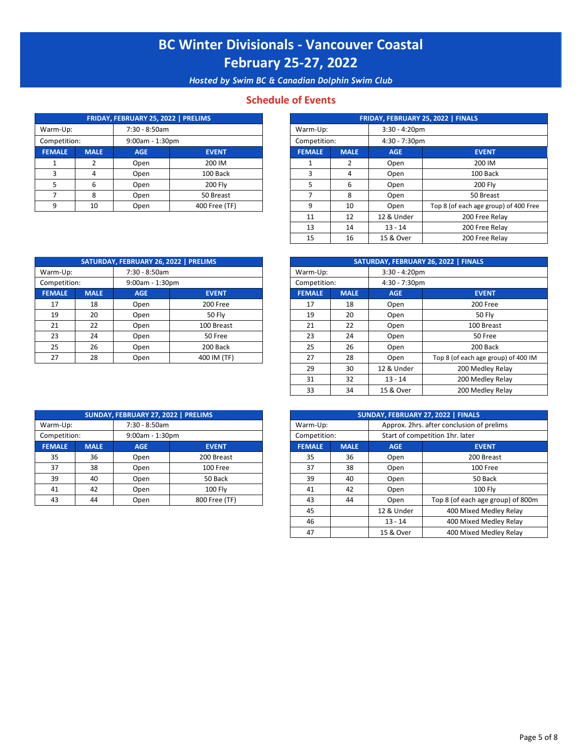# BC Winter Divisionals - Vancouver Coastal

# February 25-27, 2022

*Hosted by Swim BC & Canadian Dolphin Swim Club*

## Schedule of Events

| FRIDAY, FEBRUARY 25, 2022 \| PRELIMS | | | |
|---|---|---|---|
| Warm-Up: | 7:30 - 8:50am | | |
| Competition: | 9:00am - 1:30pm | | |
| **FEMALE** | **MALE** | **AGE** | **EVENT** |
| 1 | 2 | Open | 200 IM |
| 3 | 4 | Open | 100 Back |
| 5 | 6 | Open | 200 Fly |
| 7 | 8 | Open | 50 Breast |
| 9 | 10 | Open | 400 Free (TF) |

| FRIDAY, FEBRUARY 25, 2022 \| FINALS | | | |
|---|---|---|---|
| Warm-Up: | 3:30 - 4:20pm | | |
| Competition: | 4:30 - 7:30pm | | |
| **FEMALE** | **MALE** | **AGE** | **EVENT** |
| 1 | 2 | Open | 200 IM |
| 3 | 4 | Open | 100 Back |
| 5 | 6 | Open | 200 Fly |
| 7 | 8 | Open | 50 Breast |
| 9 | 10 | Open | Top 8 (of each age group) of 400 Free |
| 11 | 12 | 12 & Under | 200 Free Relay |
| 13 | 14 | 13 - 14 | 200 Free Relay |
| 15 | 16 | 15 & Over | 200 Free Relay |

| SATURDAY, FEBRUARY 26, 2022 \| PRELIMS | | | |
|---|---|---|---|
| Warm-Up: | 7:30 - 8:50am | | |
| Competition: | 9:00am - 1:30pm | | |
| **FEMALE** | **MALE** | **AGE** | **EVENT** |
| 17 | 18 | Open | 200 Free |
| 19 | 20 | Open | 50 Fly |
| 21 | 22 | Open | 100 Breast |
| 23 | 24 | Open | 50 Free |
| 25 | 26 | Open | 200 Back |
| 27 | 28 | Open | 400 IM (TF) |

| SATURDAY, FEBRUARY 26, 2022 \| FINALS | | | |
|---|---|---|---|
| Warm-Up: | 3:30 - 4:20pm | | |
| Competition: | 4:30 - 7:30pm | | |
| **FEMALE** | **MALE** | **AGE** | **EVENT** |
| 17 | 18 | Open | 200 Free |
| 19 | 20 | Open | 50 Fly |
| 21 | 22 | Open | 100 Breast |
| 23 | 24 | Open | 50 Free |
| 25 | 26 | Open | 200 Back |
| 27 | 28 | Open | Top 8 (of each age group) of 400 IM |
| 29 | 30 | 12 & Under | 200 Medley Relay |
| 31 | 32 | 13 - 14 | 200 Medley Relay |
| 33 | 34 | 15 & Over | 200 Medley Relay |

| SUNDAY, FEBRUARY 27, 2022 \| PRELIMS | | | |
|---|---|---|---|
| Warm-Up: | 7:30 - 8:50am | | |
| Competition: | 9:00am - 1:30pm | | |
| **FEMALE** | **MALE** | **AGE** | **EVENT** |
| 35 | 36 | Open | 200 Breast |
| 37 | 38 | Open | 100 Free |
| 39 | 40 | Open | 50 Back |
| 41 | 42 | Open | 100 Fly |
| 43 | 44 | Open | 800 Free (TF) |

| SUNDAY, FEBRUARY 27, 2022 \| FINALS | | | |
|---|---|---|---|
| Warm-Up: | Approx. 2hrs. after conclusion of prelims | | |
| Competition: | Start of competition 1hr. later | | |
| **FEMALE** | **MALE** | **AGE** | **EVENT** |
| 35 | 36 | Open | 200 Breast |
| 37 | 38 | Open | 100 Free |
| 39 | 40 | Open | 50 Back |
| 41 | 42 | Open | 100 Fly |
| 43 | 44 | Open | Top 8 (of each age group) of 800m |
| 45 | | 12 & Under | 400 Mixed Medley Relay |
| 46 | | 13 - 14 | 400 Mixed Medley Relay |
| 47 | | 15 & Over | 400 Mixed Medley Relay |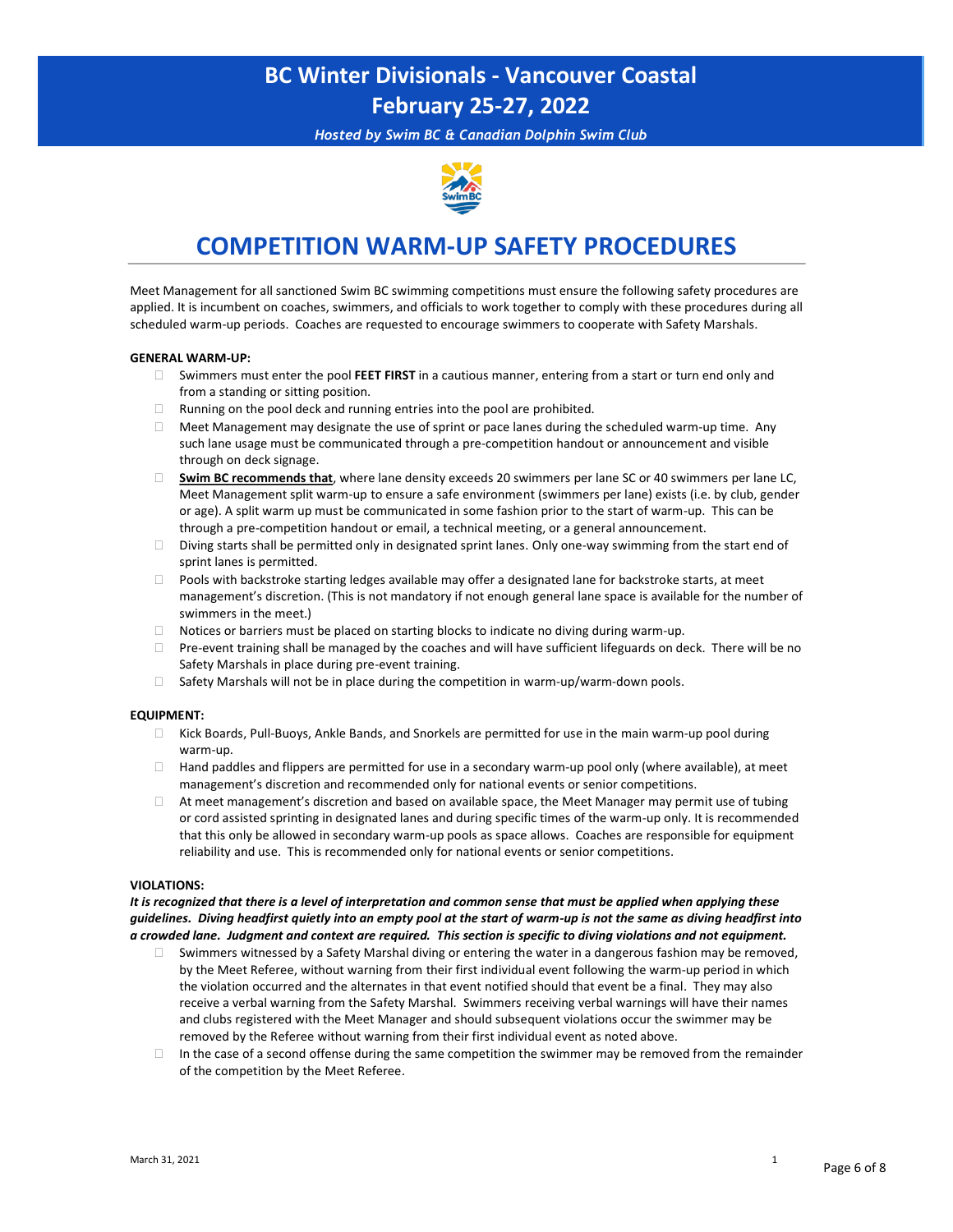# BC Winter Divisionals - Vancouver Coastal
# February 25-27, 2022

*Hosted by Swim BC & Canadian Dolphin Swim Club*

## COMPETITION WARM-UP SAFETY PROCEDURES

Meet Management for all sanctioned Swim BC swimming competitions must ensure the following safety procedures are applied. It is incumbent on coaches, swimmers, and officials to work together to comply with these procedures during all scheduled warm-up periods. Coaches are requested to encourage swimmers to cooperate with Safety Marshals.

**GENERAL WARM-UP:**

- Swimmers must enter the pool **FEET FIRST** in a cautious manner, entering from a start or turn end only and from a standing or sitting position.
- Running on the pool deck and running entries into the pool are prohibited.
- Meet Management may designate the use of sprint or pace lanes during the scheduled warm-up time. Any such lane usage must be communicated through a pre-competition handout or announcement and visible through on deck signage.
- **Swim BC recommends that**, where lane density exceeds 20 swimmers per lane SC or 40 swimmers per lane LC, Meet Management split warm-up to ensure a safe environment (swimmers per lane) exists (i.e. by club, gender or age). A split warm up must be communicated in some fashion prior to the start of warm-up. This can be through a pre-competition handout or email, a technical meeting, or a general announcement.
- Diving starts shall be permitted only in designated sprint lanes. Only one-way swimming from the start end of sprint lanes is permitted.
- Pools with backstroke starting ledges available may offer a designated lane for backstroke starts, at meet management's discretion. (This is not mandatory if not enough general lane space is available for the number of swimmers in the meet.)
- Notices or barriers must be placed on starting blocks to indicate no diving during warm-up.
- Pre-event training shall be managed by the coaches and will have sufficient lifeguards on deck. There will be no Safety Marshals in place during pre-event training.
- Safety Marshals will not be in place during the competition in warm-up/warm-down pools.

**EQUIPMENT:**

- Kick Boards, Pull-Buoys, Ankle Bands, and Snorkels are permitted for use in the main warm-up pool during warm-up.
- Hand paddles and flippers are permitted for use in a secondary warm-up pool only (where available), at meet management's discretion and recommended only for national events or senior competitions.
- At meet management's discretion and based on available space, the Meet Manager may permit use of tubing or cord assisted sprinting in designated lanes and during specific times of the warm-up only. It is recommended that this only be allowed in secondary warm-up pools as space allows. Coaches are responsible for equipment reliability and use. This is recommended only for national events or senior competitions.

**VIOLATIONS:**

***It is recognized that there is a level of interpretation and common sense that must be applied when applying these guidelines. Diving headfirst quietly into an empty pool at the start of warm-up is not the same as diving headfirst into a crowded lane. Judgment and context are required. This section is specific to diving violations and not equipment.***

- Swimmers witnessed by a Safety Marshal diving or entering the water in a dangerous fashion may be removed, by the Meet Referee, without warning from their first individual event following the warm-up period in which the violation occurred and the alternates in that event notified should that event be a final. They may also receive a verbal warning from the Safety Marshal. Swimmers receiving verbal warnings will have their names and clubs registered with the Meet Manager and should subsequent violations occur the swimmer may be removed by the Referee without warning from their first individual event as noted above.
- In the case of a second offense during the same competition the swimmer may be removed from the remainder of the competition by the Meet Referee.

March 31, 2021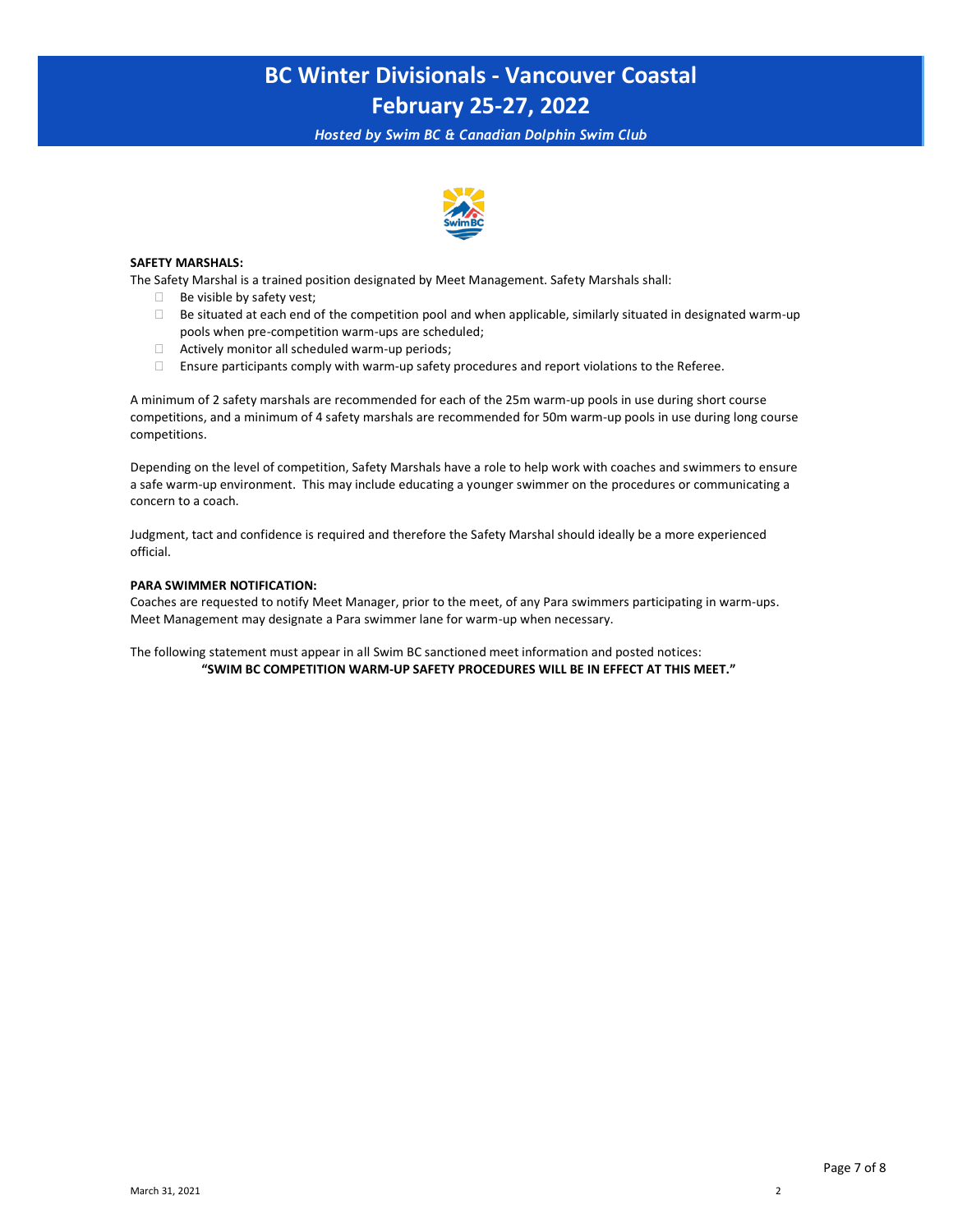# BC Winter Divisionals - Vancouver Coastal
# February 25-27, 2022

*Hosted by Swim BC & Canadian Dolphin Swim Club*

**SAFETY MARSHALS:**

The Safety Marshal is a trained position designated by Meet Management. Safety Marshals shall:

- Be visible by safety vest;
- Be situated at each end of the competition pool and when applicable, similarly situated in designated warm-up pools when pre-competition warm-ups are scheduled;
- Actively monitor all scheduled warm-up periods;
- Ensure participants comply with warm-up safety procedures and report violations to the Referee.

A minimum of 2 safety marshals are recommended for each of the 25m warm-up pools in use during short course competitions, and a minimum of 4 safety marshals are recommended for 50m warm-up pools in use during long course competitions.

Depending on the level of competition, Safety Marshals have a role to help work with coaches and swimmers to ensure a safe warm-up environment. This may include educating a younger swimmer on the procedures or communicating a concern to a coach.

Judgment, tact and confidence is required and therefore the Safety Marshal should ideally be a more experienced official.

**PARA SWIMMER NOTIFICATION:**

Coaches are requested to notify Meet Manager, prior to the meet, of any Para swimmers participating in warm-ups. Meet Management may designate a Para swimmer lane for warm-up when necessary.

The following statement must appear in all Swim BC sanctioned meet information and posted notices:

**"SWIM BC COMPETITION WARM-UP SAFETY PROCEDURES WILL BE IN EFFECT AT THIS MEET."**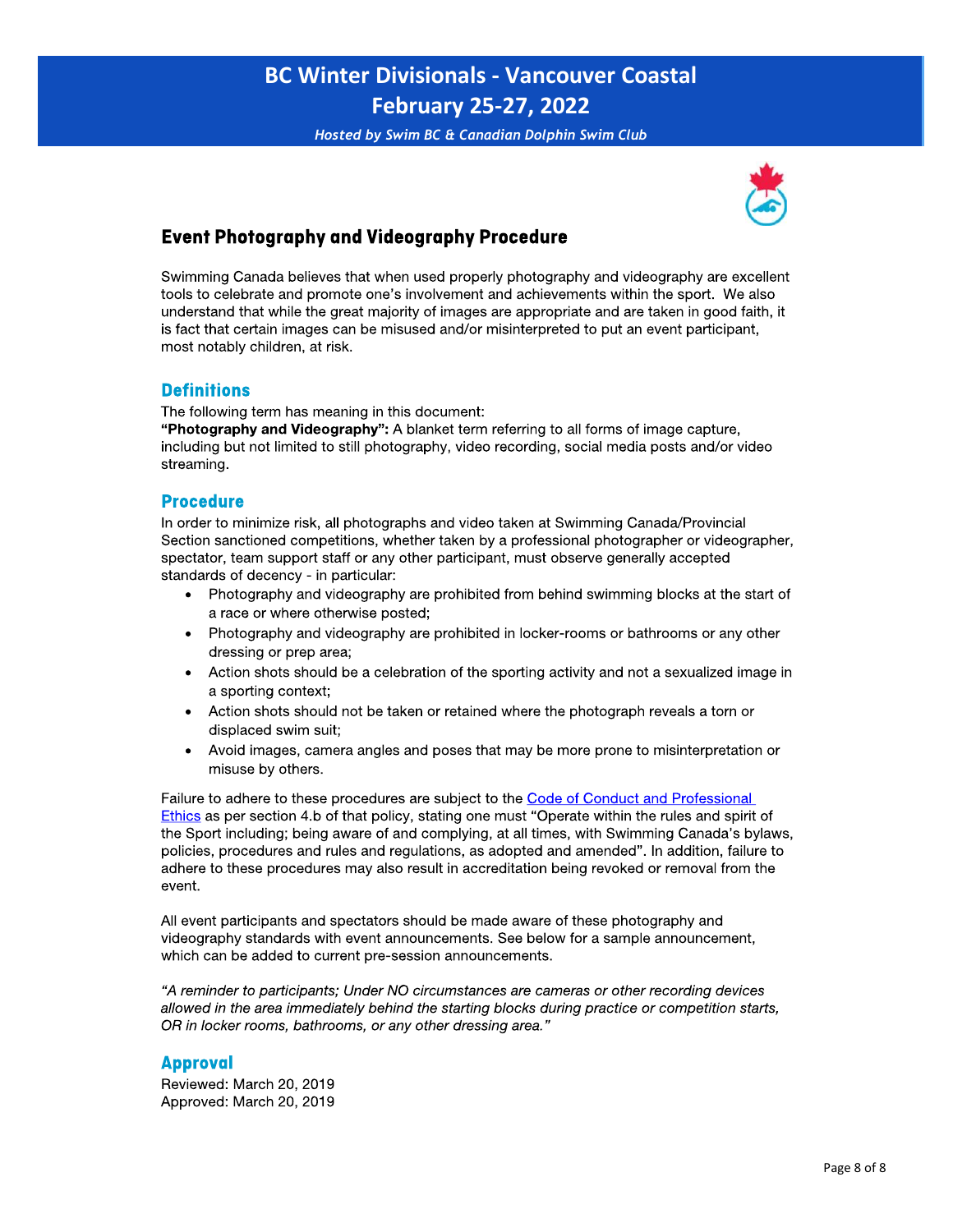# BC Winter Divisionals - Vancouver Coastal
# February 25-27, 2022

*Hosted by Swim BC & Canadian Dolphin Swim Club*

## Event Photography and Videography Procedure

Swimming Canada believes that when used properly photography and videography are excellent tools to celebrate and promote one's involvement and achievements within the sport. We also understand that while the great majority of images are appropriate and are taken in good faith, it is fact that certain images can be misused and/or misinterpreted to put an event participant, most notably children, at risk.

### Definitions

The following term has meaning in this document:
**"Photography and Videography":** A blanket term referring to all forms of image capture, including but not limited to still photography, video recording, social media posts and/or video streaming.

### Procedure

In order to minimize risk, all photographs and video taken at Swimming Canada/Provincial Section sanctioned competitions, whether taken by a professional photographer or videographer, spectator, team support staff or any other participant, must observe generally accepted standards of decency - in particular:

- Photography and videography are prohibited from behind swimming blocks at the start of a race or where otherwise posted;
- Photography and videography are prohibited in locker-rooms or bathrooms or any other dressing or prep area;
- Action shots should be a celebration of the sporting activity and not a sexualized image in a sporting context;
- Action shots should not be taken or retained where the photograph reveals a torn or displaced swim suit;
- Avoid images, camera angles and poses that may be more prone to misinterpretation or misuse by others.

Failure to adhere to these procedures are subject to the Code of Conduct and Professional Ethics as per section 4.b of that policy, stating one must "Operate within the rules and spirit of the Sport including; being aware of and complying, at all times, with Swimming Canada's bylaws, policies, procedures and rules and regulations, as adopted and amended". In addition, failure to adhere to these procedures may also result in accreditation being revoked or removal from the event.

All event participants and spectators should be made aware of these photography and videography standards with event announcements. See below for a sample announcement, which can be added to current pre-session announcements.

*"A reminder to participants; Under NO circumstances are cameras or other recording devices allowed in the area immediately behind the starting blocks during practice or competition starts, OR in locker rooms, bathrooms, or any other dressing area."*

### Approval

Reviewed: March 20, 2019
Approved: March 20, 2019